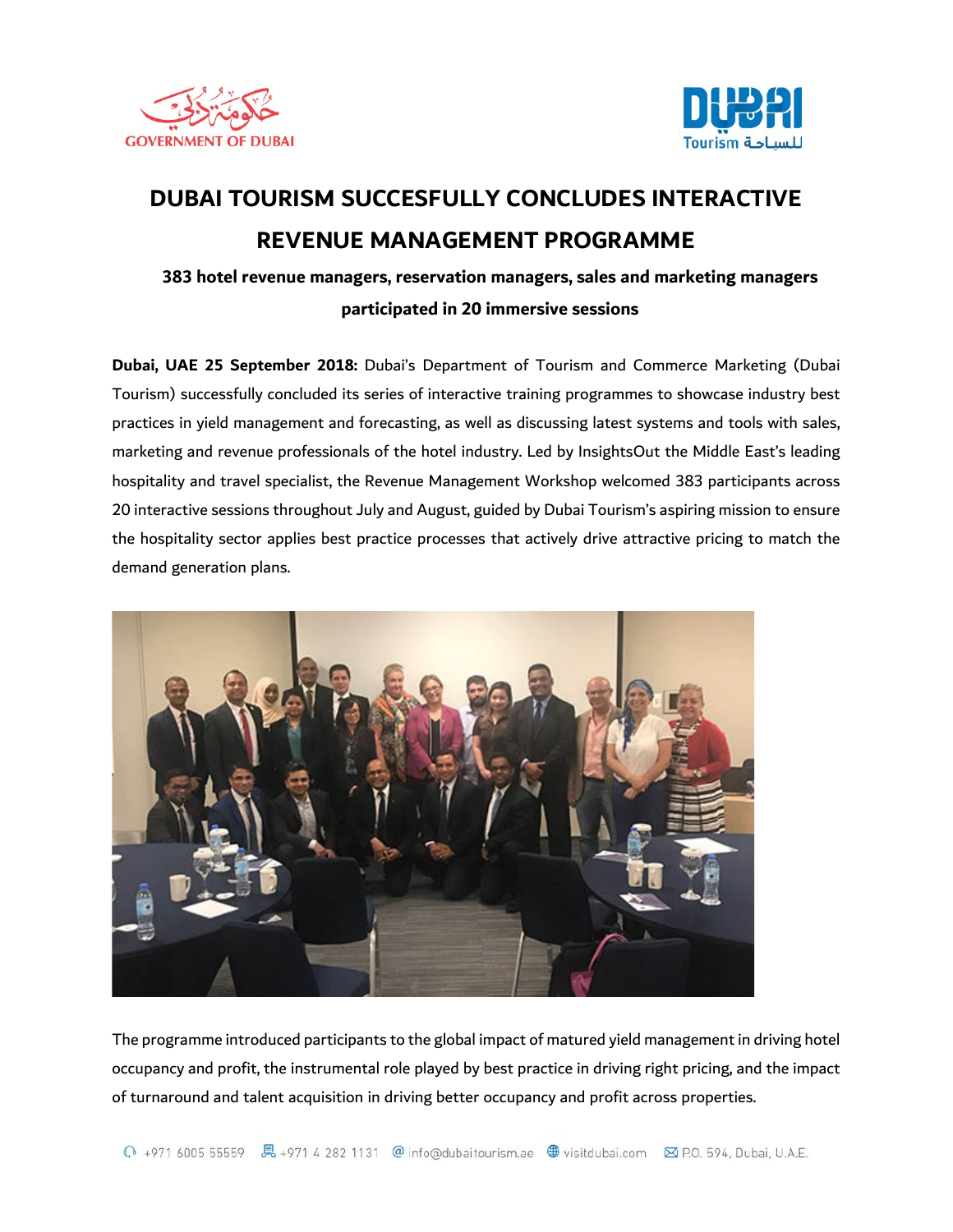# DUBAI TOURISM SUCCESFULLY CONCLUDES INTERACTIVE REVENUE MANAGEMENT PROGRAMME

**383 hotel revenue managers, reservation managers, sales and marketing managers participated in 20 immersive sessions**

**Dubai, UAE 25 September 2018:** Dubai's Department of Tourism and Commerce Marketing (Dubai Tourism) successfully concluded its series of interactive training programmes to showcase industry best practices in yield management and forecasting, as well as discussing latest systems and tools with sales, marketing and revenue professionals of the hotel industry. Led by InsightsOut the Middle East's leading hospitality and travel specialist, the Revenue Management Workshop welcomed 383 participants across 20 interactive sessions throughout July and August, guided by Dubai Tourism's aspiring mission to ensure the hospitality sector applies best practice processes that actively drive attractive pricing to match the demand generation plans.

The programme introduced participants to the global impact of matured yield management in driving hotel occupancy and profit, the instrumental role played by best practice in driving right pricing, and the impact of turnaround and talent acquisition in driving better occupancy and profit across properties.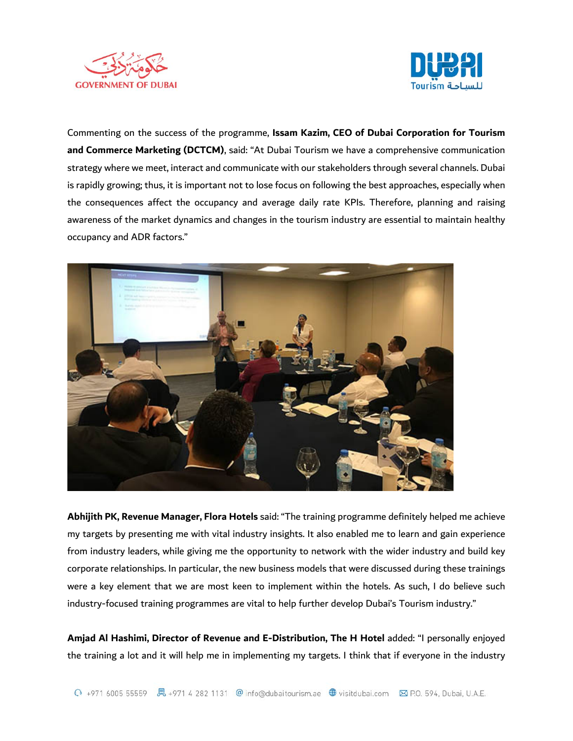Commenting on the success of the programme, **Issam Kazim, CEO of Dubai Corporation for Tourism and Commerce Marketing (DCTCM)**, said: "At Dubai Tourism we have a comprehensive communication strategy where we meet, interact and communicate with our stakeholders through several channels. Dubai is rapidly growing; thus, it is important not to lose focus on following the best approaches, especially when the consequences affect the occupancy and average daily rate KPIs. Therefore, planning and raising awareness of the market dynamics and changes in the tourism industry are essential to maintain healthy occupancy and ADR factors."

**Abhijith PK, Revenue Manager, Flora Hotels** said: "The training programme definitely helped me achieve my targets by presenting me with vital industry insights. It also enabled me to learn and gain experience from industry leaders, while giving me the opportunity to network with the wider industry and build key corporate relationships. In particular, the new business models that were discussed during these trainings were a key element that we are most keen to implement within the hotels. As such, I do believe such industry-focused training programmes are vital to help further develop Dubai's Tourism industry."

**Amjad Al Hashimi, Director of Revenue and E-Distribution, The H Hotel** added: "I personally enjoyed the training a lot and it will help me in implementing my targets. I think that if everyone in the industry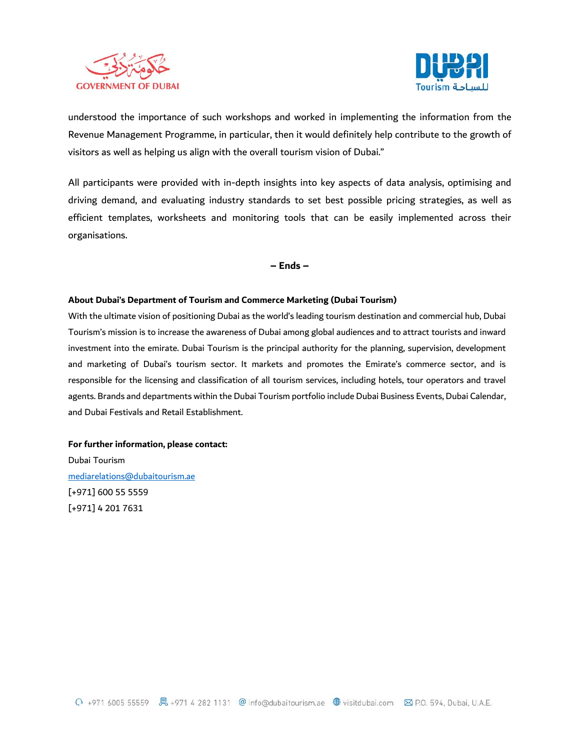understood the importance of such workshops and worked in implementing the information from the Revenue Management Programme, in particular, then it would definitely help contribute to the growth of visitors as well as helping us align with the overall tourism vision of Dubai."

All participants were provided with in-depth insights into key aspects of data analysis, optimising and driving demand, and evaluating industry standards to set best possible pricing strategies, as well as efficient templates, worksheets and monitoring tools that can be easily implemented across their organisations.

**– Ends –**

**About Dubai's Department of Tourism and Commerce Marketing (Dubai Tourism)**

With the ultimate vision of positioning Dubai as the world's leading tourism destination and commercial hub, Dubai Tourism's mission is to increase the awareness of Dubai among global audiences and to attract tourists and inward investment into the emirate. Dubai Tourism is the principal authority for the planning, supervision, development and marketing of Dubai's tourism sector. It markets and promotes the Emirate's commerce sector, and is responsible for the licensing and classification of all tourism services, including hotels, tour operators and travel agents. Brands and departments within the Dubai Tourism portfolio include Dubai Business Events, Dubai Calendar, and Dubai Festivals and Retail Establishment.

**For further information, please contact:**

Dubai Tourism
mediarelations@dubaitourism.ae
[+971] 600 55 5559
[+971] 4 201 7631